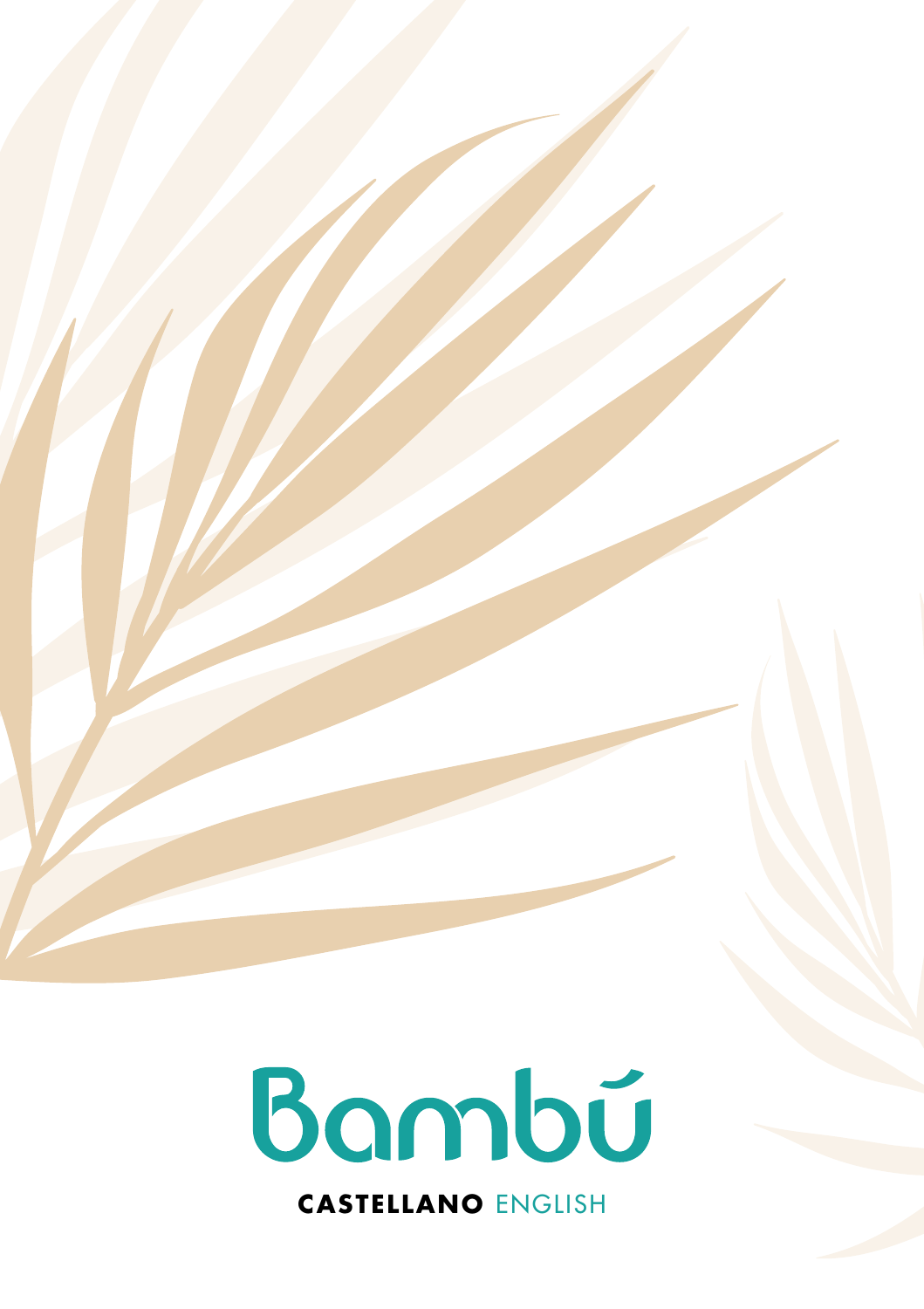# Bambú

**CASTELLANO** ENGLISH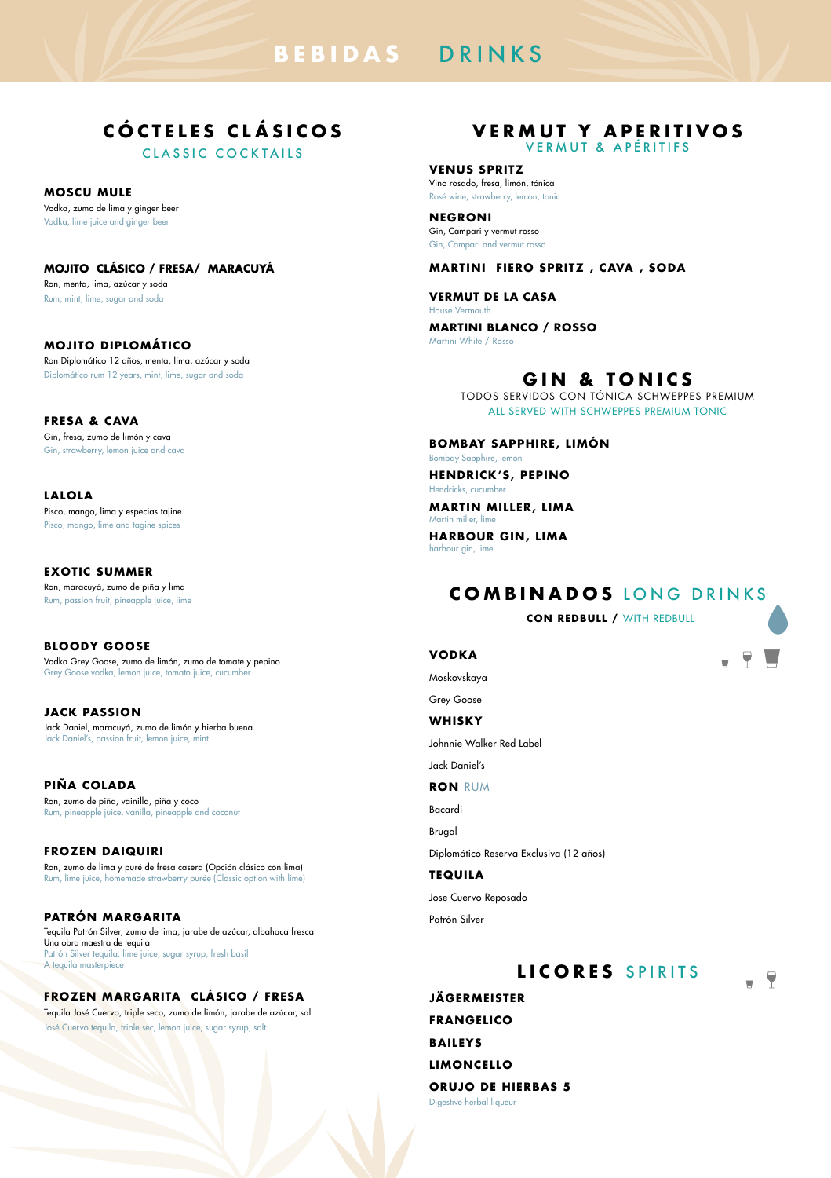# BEBIDAS DRINKS

## CÓCTELES CLÁSICOS
CLASSIC COCKTAILS

**MOSCU MULE**
Vodka, zumo de lima y ginger beer
Vodka, lime juice and ginger beer

**MOJITO CLÁSICO / FRESA/ MARACUYÁ**
Ron, menta, lima, azúcar y soda
Rum, mint, lime, sugar and soda

**MOJITO DIPLOMÁTICO**
Ron Diplomático 12 años, menta, lima, azúcar y soda
Diplomático rum 12 years, mint, lime, sugar and soda

**FRESA & CAVA**
Gin, fresa, zumo de limón y cava
Gin, strawberry, lemon juice and cava

**LALOLA**
Pisco, mango, lima y especias tajine
Pisco, mango, lime and tagine spices

**EXOTIC SUMMER**
Ron, maracuyá, zumo de piña y lima
Rum, passion fruit, pineapple juice, lime

**BLOODY GOOSE**
Vodka Grey Goose, zumo de limón, zumo de tomate y pepino
Grey Goose vodka, lemon juice, tomato juice, cucumber

**JACK PASSION**
Jack Daniel, maracuyá, zumo de limón y hierba buena
Jack Daniel's, passion fruit, lemon juice, mint

**PIÑA COLADA**
Ron, zumo de piña, vainilla, piña y coco
Rum, pineapple juice, vanilla, pineapple and coconut

**FROZEN DAIQUIRI**
Ron, zumo de lima y puré de fresa casera (Opción clásico con lima)
Rum, lime juice, homemade strawberry purée (Classic option with lime)

**PATRÓN MARGARITA**
Tequila Patrón Silver, zumo de lima, jarabe de azúcar, albahaca fresca
Una obra maestra de tequila
Patrón Silver tequila, lime juice, sugar syrup, fresh basil
A tequila masterpiece

**FROZEN MARGARITA CLÁSICO / FRESA**
Tequila José Cuervo, triple seco, zumo de limón, jarabe de azúcar, sal.
José Cuervo tequila, triple sec, lemon juice, sugar syrup, salt

## VERMUT Y APERITIVOS
VERMUT & APÉRITIFS

**VENUS SPRITZ**
Vino rosado, fresa, limón, tónica
Rosé wine, strawberry, lemon, tonic

**NEGRONI**
Gin, Campari y vermut rosso
Gin, Campari and vermut rosso

**MARTINI FIERO SPRITZ , CAVA , SODA**

**VERMUT DE LA CASA**
House Vermouth

**MARTINI BLANCO / ROSSO**
Martini White / Rosso

## GIN & TONICS
TODOS SERVIDOS CON TÓNICA SCHWEPPES PREMIUM
ALL SERVED WITH SCHWEPPES PREMIUM TONIC

**BOMBAY SAPPHIRE, LIMÓN**
Bombay Sapphire, lemon

**HENDRICK'S, PEPINO**
Hendricks, cucumber

**MARTIN MILLER, LIMA**
Martin miller, lime

**HARBOUR GIN, LIMA**
harbour gin, lime

## COMBINADOS LONG DRINKS
**CON REDBULL /** WITH REDBULL

**VODKA**
Moskovskaya
Grey Goose

**WHISKY**
Johnnie Walker Red Label
Jack Daniel's

**RON** RUM
Bacardi
Brugal
Diplomático Reserva Exclusiva (12 años)

**TEQUILA**
Jose Cuervo Reposado
Patrón Silver

## LICORES SPIRITS

**JÄGERMEISTER**
**FRANGELICO**
**BAILEYS**
**LIMONCELLO**
**ORUJO DE HIERBAS 5**
Digestive herbal liqueur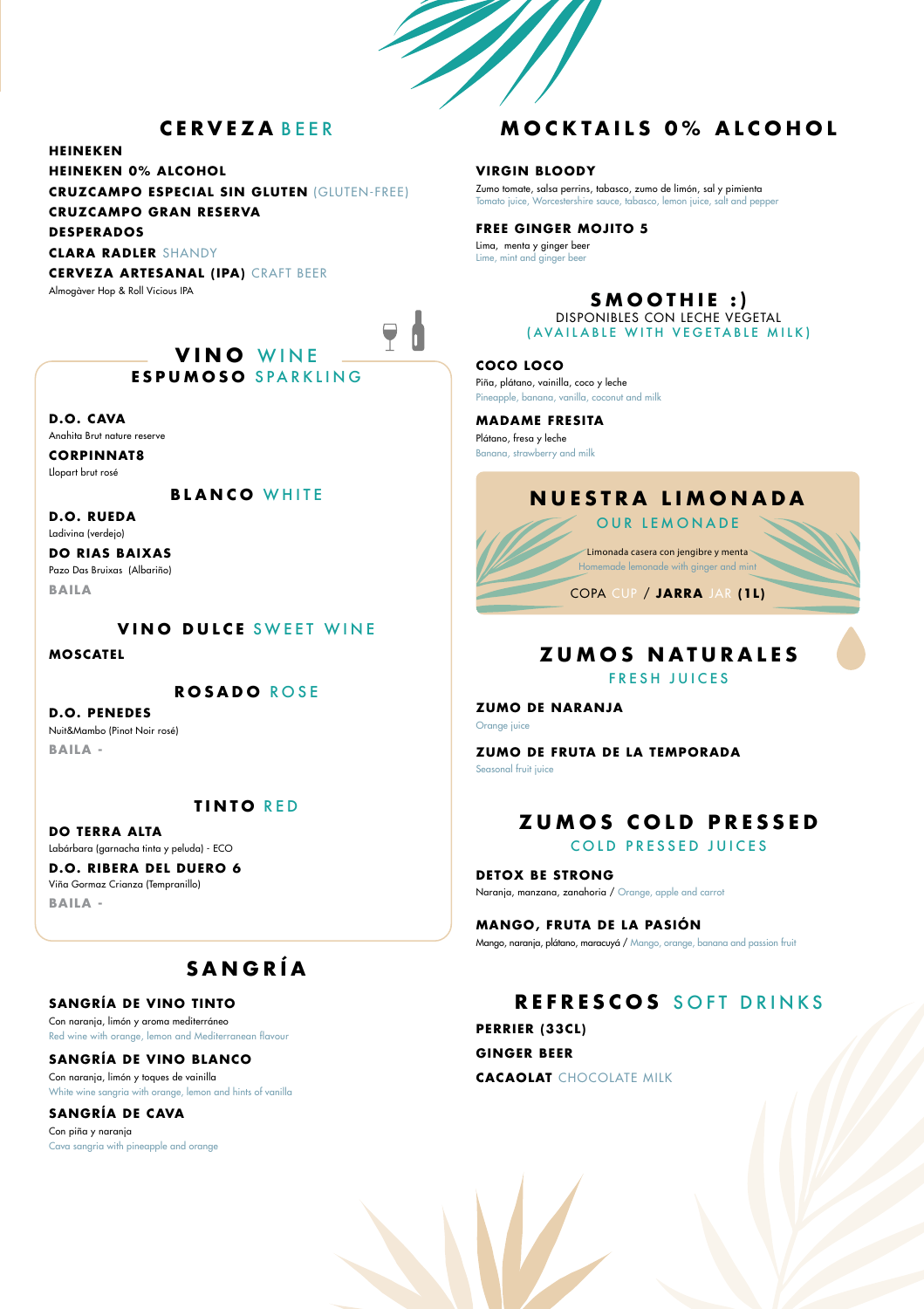## CERVEZA BEER

**HEINEKEN**

**HEINEKEN 0% ALCOHOL**

**CRUZCAMPO ESPECIAL SIN GLUTEN** (GLUTEN-FREE)

**CRUZCAMPO GRAN RESERVA**

**DESPERADOS**

**CLARA RADLER** SHANDY

**CERVEZA ARTESANAL (IPA)** CRAFT BEER

Almogàver Hop & Roll Vicious IPA

## VINO WINE

### ESPUMOSO SPARKLING

**D.O. CAVA**

Anahita Brut nature reserve

**CORPINNAT8**

Llopart brut rosé

### BLANCO WHITE

**D.O. RUEDA**

Ladivina (verdejo)

**DO RIAS BAIXAS**

Pazo Das Bruixas (Albariño)

**BAILA**

### VINO DULCE SWEET WINE

**MOSCATEL**

### ROSADO ROSE

**D.O. PENEDES**

Nuit&Mambo (Pinot Noir rosé)

**BAILA -**

### TINTO RED

**DO TERRA ALTA**

Labárbara (garnacha tinta y peluda) - ECO

**D.O. RIBERA DEL DUERO 6**

Viña Gormaz Crianza (Tempranillo)

**BAILA -**

## SANGRÍA

**SANGRÍA DE VINO TINTO**

Con naranja, limón y aroma mediterráneo

Red wine with orange, lemon and Mediterranean flavour

**SANGRÍA DE VINO BLANCO**

Con naranja, limón y toques de vainilla

White wine sangria with orange, lemon and hints of vanilla

**SANGRÍA DE CAVA**

Con piña y naranja

Cava sangria with pineapple and orange

## MOCKTAILS 0% ALCOHOL

**VIRGIN BLOODY**

Zumo tomate, salsa perrins, tabasco, zumo de limón, sal y pimienta

Tomato juice, Worcestershire sauce, tabasco, lemon juice, salt and pepper

**FREE GINGER MOJITO 5**

Lima, menta y ginger beer

Lime, mint and ginger beer

## SMOOTHIE :)

DISPONIBLES CON LECHE VEGETAL

(AVAILABLE WITH VEGETABLE MILK)

**COCO LOCO**

Piña, plátano, vainilla, coco y leche

Pineapple, banana, vanilla, coconut and milk

**MADAME FRESITA**

Plátano, fresa y leche

Banana, strawberry and milk

## NUESTRA LIMONADA

### OUR LEMONADE

Limonada casera con jengibre y menta

Homemade lemonade with ginger and mint

COPA CUP / **JARRA** JAR **(1L)**

## ZUMOS NATURALES

### FRESH JUICES

**ZUMO DE NARANJA**

Orange juice

**ZUMO DE FRUTA DE LA TEMPORADA**

Seasonal fruit juice

## ZUMOS COLD PRESSED

### COLD PRESSED JUICES

**DETOX BE STRONG**

Naranja, manzana, zanahoria / Orange, apple and carrot

**MANGO, FRUTA DE LA PASIÓN**

Mango, naranja, plátano, maracuyá / Mango, orange, banana and passion fruit

## REFRESCOS SOFT DRINKS

**PERRIER (33CL)**

**GINGER BEER**

**CACAOLAT** CHOCOLATE MILK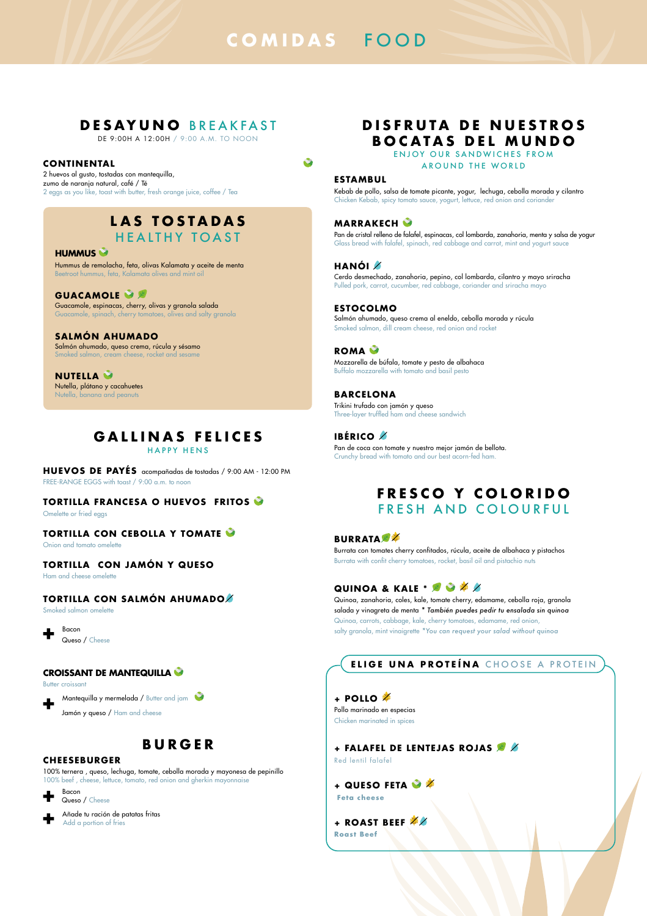# COMIDAS FOOD

## DESAYUNO BREAKFAST

DE 9:00H A 12:00H / 9:00 A.M. TO NOON

### CONTINENTAL

2 huevos al gusto, tostadas con mantequilla, zumo de naranja natural, café / Té
2 eggs as you like, toast with butter, fresh orange juice, coffee / Tea

## LAS TOSTADAS HEALTHY TOAST

### HUMMUS

Hummus de remolacha, feta, olivas Kalamata y aceite de menta
Beetroot hummus, feta, Kalamata olives and mint oil

### GUACAMOLE

Guacamole, espinacas, cherry, olivas y granola salada
Guacamole, spinach, cherry tomatoes, olives and salty granola

### SALMÓN AHUMADO

Salmón ahumado, queso crema, rúcula y sésamo
Smoked salmon, cream cheese, rocket and sesame

### NUTELLA

Nutella, plátano y cacahuetes
Nutella, banana and peanuts

## GALLINAS FELICES HAPPY HENS

**HUEVOS DE PAYÉS** acompañadas de tostadas / 9:00 AM - 12:00 PM
FREE-RANGE EGGS with toast / 9:00 a.m. to noon

### TORTILLA FRANCESA O HUEVOS FRITOS

Omelette or fried eggs

### TORTILLA CON CEBOLLA Y TOMATE

Onion and tomato omelette

### TORTILLA CON JAMÓN Y QUESO

Ham and cheese omelette

### TORTILLA CON SALMÓN AHUMADO

Smoked salmon omelette

+ Bacon
+ Queso / Cheese

### CROISSANT DE MANTEQUILLA

Butter croissant

+ Mantequilla y mermelada / Butter and jam
+ Jamón y queso / Ham and cheese

## BURGER

### CHEESEBURGER

100% ternera , queso, lechuga, tomate, cebolla morada y mayonesa de pepinillo
100% beef , cheese, lettuce, tomato, red onion and gherkin mayonnaise

+ Bacon
+ Queso / Cheese

+ Añade tu ración de patatas fritas / Add a portion of fries

## DISFRUTA DE NUESTROS BOCATAS DEL MUNDO

ENJOY OUR SANDWICHES FROM AROUND THE WORLD

### ESTAMBUL

Kebab de pollo, salsa de tomate picante, yogur, lechuga, cebolla morada y cilantro
Chicken Kebab, spicy tomato sauce, yogurt, lettuce, red onion and coriander

### MARRAKECH

Pan de cristal relleno de falafel, espinacas, col lombarda, zanahoria, menta y salsa de yogur
Glass bread with falafel, spinach, red cabbage and carrot, mint and yogurt sauce

### HANÓI

Cerdo desmechado, zanahoria, pepino, col lombarda, cilantro y mayo sriracha
Pulled pork, carrot, cucumber, red cabbage, coriander and sriracha mayo

### ESTOCOLMO

Salmón ahumado, queso crema al eneldo, cebolla morada y rúcula
Smoked salmon, dill cream cheese, red onion and rocket

### ROMA

Mozzarella de búfala, tomate y pesto de albahaca
Buffalo mozzarella with tomato and basil pesto

### BARCELONA

Trikini trufado con jamón y queso
Three-layer truffled ham and cheese sandwich

### IBÉRICO

Pan de coca con tomate y nuestro mejor jamón de bellota.
Crunchy bread with tomato and our best acorn-fed ham.

## FRESCO Y COLORIDO FRESH AND COLOURFUL

### BURRATA

Burrata con tomates cherry confitados, rúcula, aceite de albahaca y pistachos
Burrata with confit cherry tomatoes, rocket, basil oil and pistachio nuts

### QUINOA & KALE *

Quinoa, zanahoria, coles, kale, tomate cherry, edamame, cebolla roja, granola salada y vinagreta de menta *\* También puedes pedir tu ensalada sin quinoa*
Quinoa, carrots, cabbage, kale, cherry tomatoes, edamame, red onion, salty granola, mint vinaigrette *\*You can request your salad without quinoa*

## ELIGE UNA PROTEÍNA CHOOSE A PROTEIN

### + POLLO

Pollo marinado en especias
Chicken marinated in spices

### + FALAFEL DE LENTEJAS ROJAS

Red lentil falafel

### + QUESO FETA

Feta cheese

### + ROAST BEEF

Roast Beef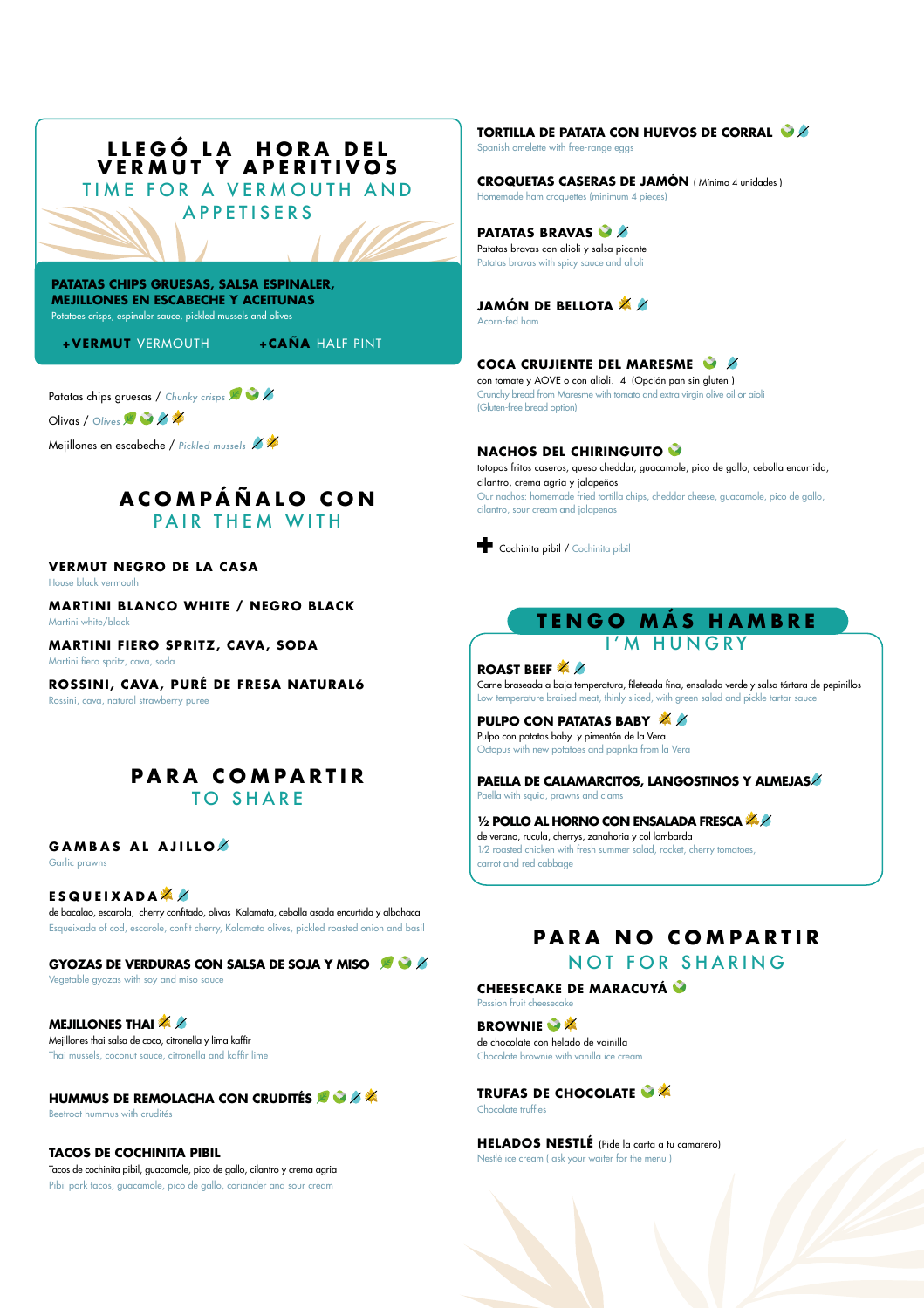# LLEGÓ LA HORA DEL VERMUT Y APERITIVOS

## TIME FOR A VERMOUTH AND APPETISERS

**PATATAS CHIPS GRUESAS, SALSA ESPINALER, MEJILLONES EN ESCABECHE Y ACEITUNAS**

Potatoes crisps, espinaler sauce, pickled mussels and olives

**+VERMUT** VERMOUTH **+CAÑA** HALF PINT

Patatas chips gruesas / *Chunky crisps*

Olivas / *Olives*

Mejillones en escabeche / *Pickled mussels*

## ACOMPÁÑALO CON

### PAIR THEM WITH

**VERMUT NEGRO DE LA CASA**
House black vermouth

**MARTINI BLANCO WHITE / NEGRO BLACK**
Martini white/black

**MARTINI FIERO SPRITZ, CAVA, SODA**
Martini fiero spritz, cava, soda

**ROSSINI, CAVA, PURÉ DE FRESA NATURAL6**
Rossini, cava, natural strawberry puree

## PARA COMPARTIR

### TO SHARE

**GAMBAS AL AJILLO**
Garlic prawns

**ESQUEIXADA**
de bacalao, escarola, cherry confitado, olivas Kalamata, cebolla asada encurtida y albahaca
Esqueixada of cod, escarole, confit cherry, Kalamata olives, pickled roasted onion and basil

**GYOZAS DE VERDURAS CON SALSA DE SOJA Y MISO**
Vegetable gyozas with soy and miso sauce

**MEJILLONES THAI**
Mejillones thai salsa de coco, citronella y lima kaffir
Thai mussels, coconut sauce, citronella and kaffir lime

**HUMMUS DE REMOLACHA CON CRUDITÉS**
Beetroot hummus with crudités

**TACOS DE COCHINITA PIBIL**
Tacos de cochinita pibil, guacamole, pico de gallo, cilantro y crema agria
Pibil pork tacos, guacamole, pico de gallo, coriander and sour cream

**TORTILLA DE PATATA CON HUEVOS DE CORRAL**
Spanish omelette with free-range eggs

**CROQUETAS CASERAS DE JAMÓN** ( Mínimo 4 unidades )
Homemade ham croquettes (minimum 4 pieces)

**PATATAS BRAVAS**
Patatas bravas con alioli y salsa picante
Patatas bravas with spicy sauce and alioli

**JAMÓN DE BELLOTA**
Acorn-fed ham

**COCA CRUJIENTE DEL MARESME**
con tomate y AOVE o con alioli. 4 (Opción pan sin gluten )
Crunchy bread from Maresme with tomato and extra virgin olive oil or aioli (Gluten-free bread option)

**NACHOS DEL CHIRINGUITO**
totopos fritos caseros, queso cheddar, guacamole, pico de gallo, cebolla encurtida, cilantro, crema agria y jalapeños
Our nachos: homemade fried tortilla chips, cheddar cheese, guacamole, pico de gallo, cilantro, sour cream and jalapenos

+ Cochinita pibil / Cochinita pibil

## TENGO MÁS HAMBRE

### I'M HUNGRY

**ROAST BEEF**
Carne braseada a baja temperatura, fileteada fina, ensalada verde y salsa tártara de pepinillos
Low-temperature braised meat, thinly sliced, with green salad and pickle tartar sauce

**PULPO CON PATATAS BABY**
Pulpo con patatas baby y pimentón de la Vera
Octopus with new potatoes and paprika from la Vera

**PAELLA DE CALAMARCITOS, LANGOSTINOS Y ALMEJAS**
Paella with squid, prawns and clams

**½ POLLO AL HORNO CON ENSALADA FRESCA**
de verano, rucula, cherrys, zanahoria y col lombarda
1/2 roasted chicken with fresh summer salad, rocket, cherry tomatoes, carrot and red cabbage

## PARA NO COMPARTIR

### NOT FOR SHARING

**CHEESECAKE DE MARACUYÁ**
Passion fruit cheesecake

**BROWNIE**
de chocolate con helado de vainilla
Chocolate brownie with vanilla ice cream

**TRUFAS DE CHOCOLATE**
Chocolate truffles

**HELADOS NESTLÉ** (Pide la carta a tu camarero)
Nestlé ice cream ( ask your waiter for the menu )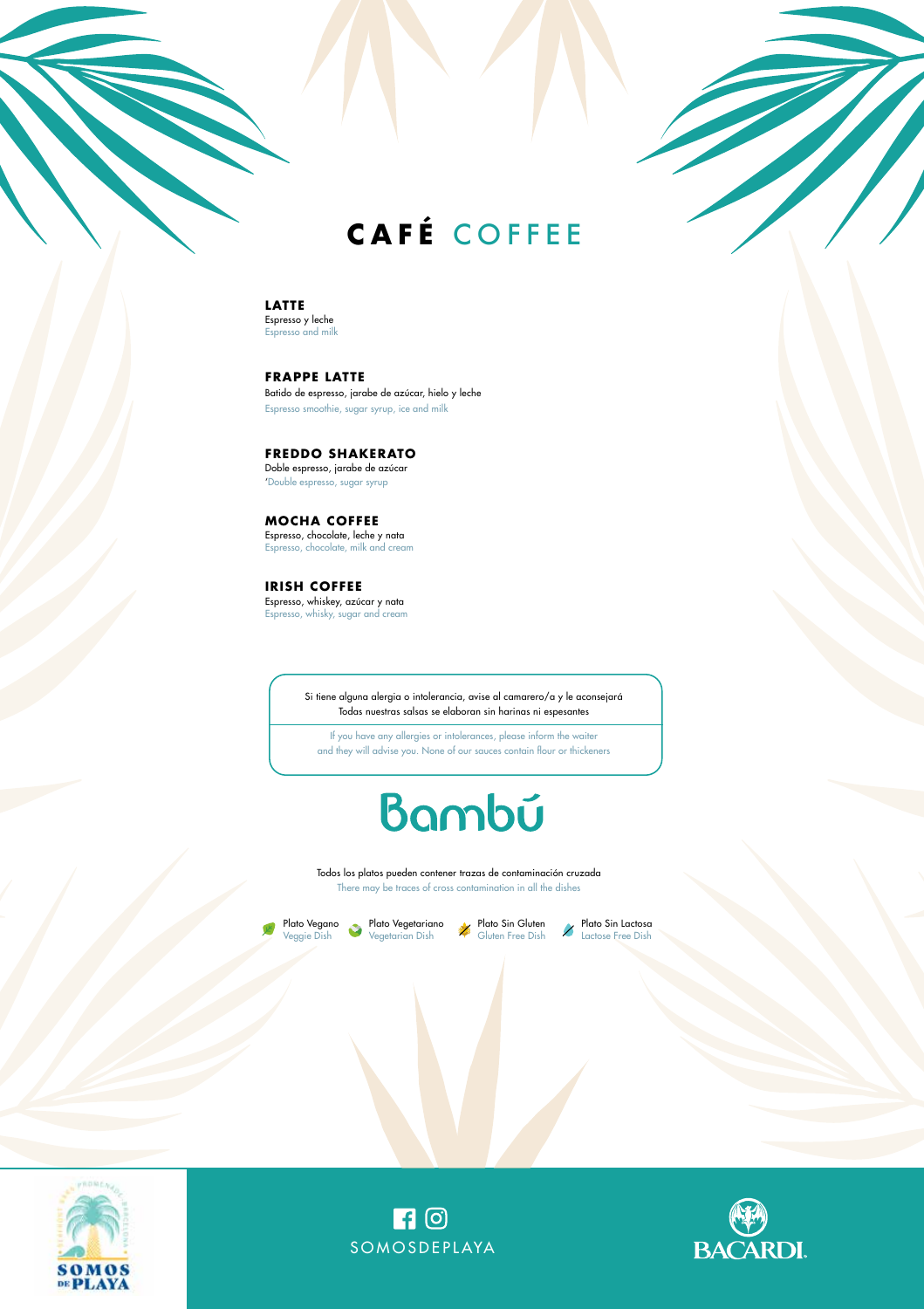# **CAFÉ** COFFEE

**LATTE**
Espresso y leche
Espresso and milk

**FRAPPE LATTE**
Batido de espresso, jarabe de azúcar, hielo y leche
Espresso smoothie, sugar syrup, ice and milk

**FREDDO SHAKERATO**
Doble espresso, jarabe de azúcar
'Double espresso, sugar syrup

**MOCHA COFFEE**
Espresso, chocolate, leche y nata
Espresso, chocolate, milk and cream

**IRISH COFFEE**
Espresso, whiskey, azúcar y nata
Espresso, whisky, sugar and cream

Si tiene alguna alergia o intolerancia, avise al camarero/a y le aconsejará
Todas nuestras salsas se elaboran sin harinas ni espesantes

If you have any allergies or intolerances, please inform the waiter
and they will advise you. None of our sauces contain flour or thickeners

## Bambú

Todos los platos pueden contener trazas de contaminación cruzada
There may be traces of cross contamination in all the dishes

Plato Vegano / Veggie Dish
Plato Vegetariano / Vegetarian Dish
Plato Sin Gluten / Gluten Free Dish
Plato Sin Lactosa / Lactose Free Dish

SOMOS DE PLAYA

SOMOSDEPLAYA

BACARDI.